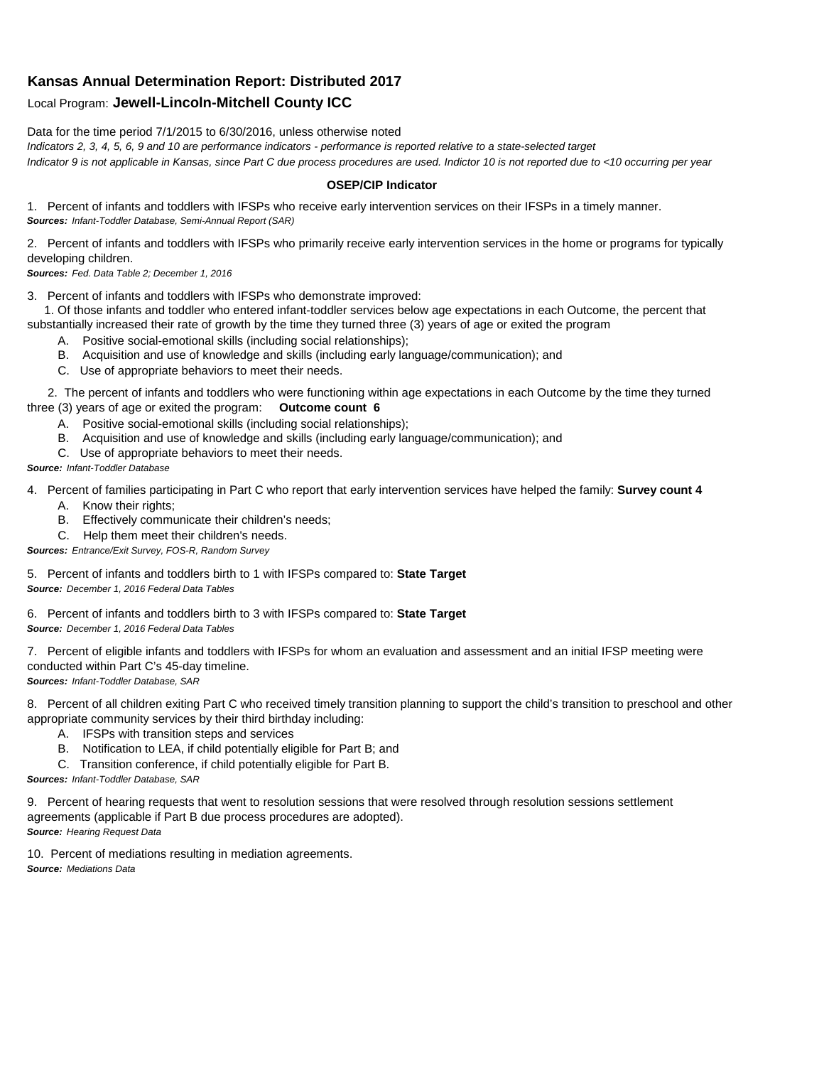## Kansas Annual Determination Report: Distributed 2017

Local Program: **Jewell-Lincoln-Mitchell County ICC**

Data for the time period 7/1/2015 to 6/30/2016, unless otherwise noted

*Indicators 2, 3, 4, 5, 6, 9 and 10 are performance indicators - performance is reported relative to a state-selected target*

*Indicator 9 is not applicable in Kansas, since Part C due process procedures are used. Indictor 10 is not reported due to <10 occurring per year*

**OSEP/CIP Indicator**

1. Percent of infants and toddlers with IFSPs who receive early intervention services on their IFSPs in a timely manner.
***Sources:*** *Infant-Toddler Database, Semi-Annual Report (SAR)*

2. Percent of infants and toddlers with IFSPs who primarily receive early intervention services in the home or programs for typically developing children.
***Sources:*** *Fed. Data Table 2; December 1, 2016*

3. Percent of infants and toddlers with IFSPs who demonstrate improved:

   1. Of those infants and toddler who entered infant-toddler services below age expectations in each Outcome, the percent that substantially increased their rate of growth by the time they turned three (3) years of age or exited the program
      - A. Positive social-emotional skills (including social relationships);
      - B. Acquisition and use of knowledge and skills (including early language/communication); and
      - C. Use of appropriate behaviors to meet their needs.

   2. The percent of infants and toddlers who were functioning within age expectations in each Outcome by the time they turned three (3) years of age or exited the program: **Outcome count 6**
      - A. Positive social-emotional skills (including social relationships);
      - B. Acquisition and use of knowledge and skills (including early language/communication); and
      - C. Use of appropriate behaviors to meet their needs.

***Source:*** *Infant-Toddler Database*

4. Percent of families participating in Part C who report that early intervention services have helped the family: **Survey count 4**
   - A. Know their rights;
   - B. Effectively communicate their children's needs;
   - C. Help them meet their children's needs.

***Sources:*** *Entrance/Exit Survey, FOS-R, Random Survey*

5. Percent of infants and toddlers birth to 1 with IFSPs compared to: **State Target**
***Source:*** *December 1, 2016 Federal Data Tables*

6. Percent of infants and toddlers birth to 3 with IFSPs compared to: **State Target**
***Source:*** *December 1, 2016 Federal Data Tables*

7. Percent of eligible infants and toddlers with IFSPs for whom an evaluation and assessment and an initial IFSP meeting were conducted within Part C's 45-day timeline.
***Sources:*** *Infant-Toddler Database, SAR*

8. Percent of all children exiting Part C who received timely transition planning to support the child's transition to preschool and other appropriate community services by their third birthday including:
   - A. IFSPs with transition steps and services
   - B. Notification to LEA, if child potentially eligible for Part B; and
   - C. Transition conference, if child potentially eligible for Part B.

***Sources:*** *Infant-Toddler Database, SAR*

9. Percent of hearing requests that went to resolution sessions that were resolved through resolution sessions settlement agreements (applicable if Part B due process procedures are adopted).
***Source:*** *Hearing Request Data*

10. Percent of mediations resulting in mediation agreements.
***Source:*** *Mediations Data*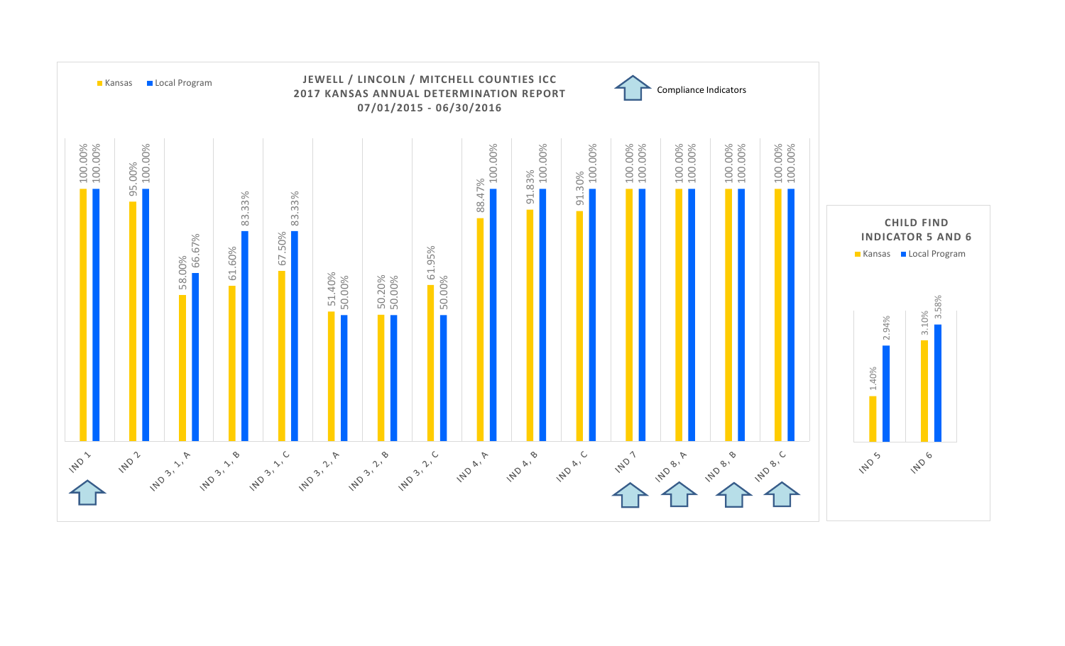# JEWELL / LINCOLN / MITCHELL COUNTIES ICC
## 2017 KANSAS ANNUAL DETERMINATION REPORT
## 07/01/2015 - 06/30/2016

Kansas
Local Program

Compliance Indicators

IND 1: 100.00%, 100.00%
IND 2: 95.00%, 100.00%
IND 3, 1, A: 58.00%, 66.67%
IND 3, 1, B: 61.60%, 83.33%
IND 3, 1, C: 67.50%, 83.33%
IND 3, 2, A: 51.40%, 50.00%
IND 3, 2, B: 50.20%, 50.00%
IND 3, 2, C: 61.95%, 50.00%
IND 4, A: 88.47%, 100.00%
IND 4, B: 91.83%, 100.00%
IND 4, C: 91.30%, 100.00%
IND 7: 100.00%, 100.00%
IND 8, A: 100.00%, 100.00%
IND 8, B: 100.00%, 100.00%
IND 8, C: 100.00%, 100.00%

## CHILD FIND INDICATOR 5 AND 6

Kansas
Local Program

IND 5: 1.40%, 2.94%
IND 6: 3.10%, 3.58%